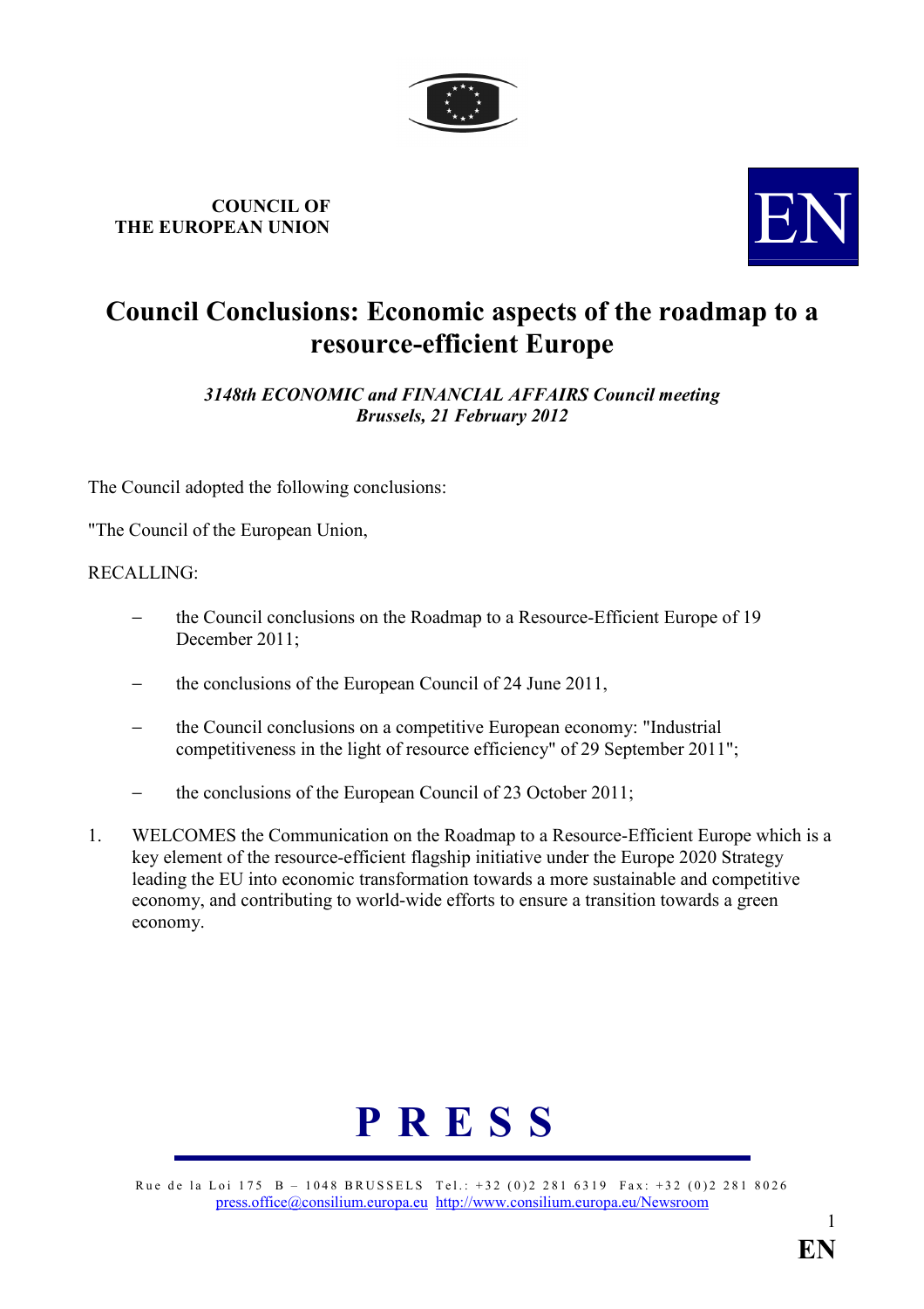**COUNCIL OF THE EUROPEAN UNION**

EN

# Council Conclusions: Economic aspects of the roadmap to a resource-efficient Europe

***3148th ECONOMIC and FINANCIAL AFFAIRS Council meeting***
***Brussels, 21 February 2012***

The Council adopted the following conclusions:

"The Council of the European Union,

RECALLING:

- the Council conclusions on the Roadmap to a Resource-Efficient Europe of 19 December 2011;
- the conclusions of the European Council of 24 June 2011,
- the Council conclusions on a competitive European economy: "Industrial competitiveness in the light of resource efficiency" of 29 September 2011";
- the conclusions of the European Council of 23 October 2011;

1. WELCOMES the Communication on the Roadmap to a Resource-Efficient Europe which is a key element of the resource-efficient flagship initiative under the Europe 2020 Strategy leading the EU into economic transformation towards a more sustainable and competitive economy, and contributing to world-wide efforts to ensure a transition towards a green economy.

**P R E S S**

Rue de la Loi 175 B – 1048 BRUSSELS Tel.: +32 (0)2 281 6319 Fax: +32 (0)2 281 8026
press.office@consilium.europa.eu http://www.consilium.europa.eu/Newsroom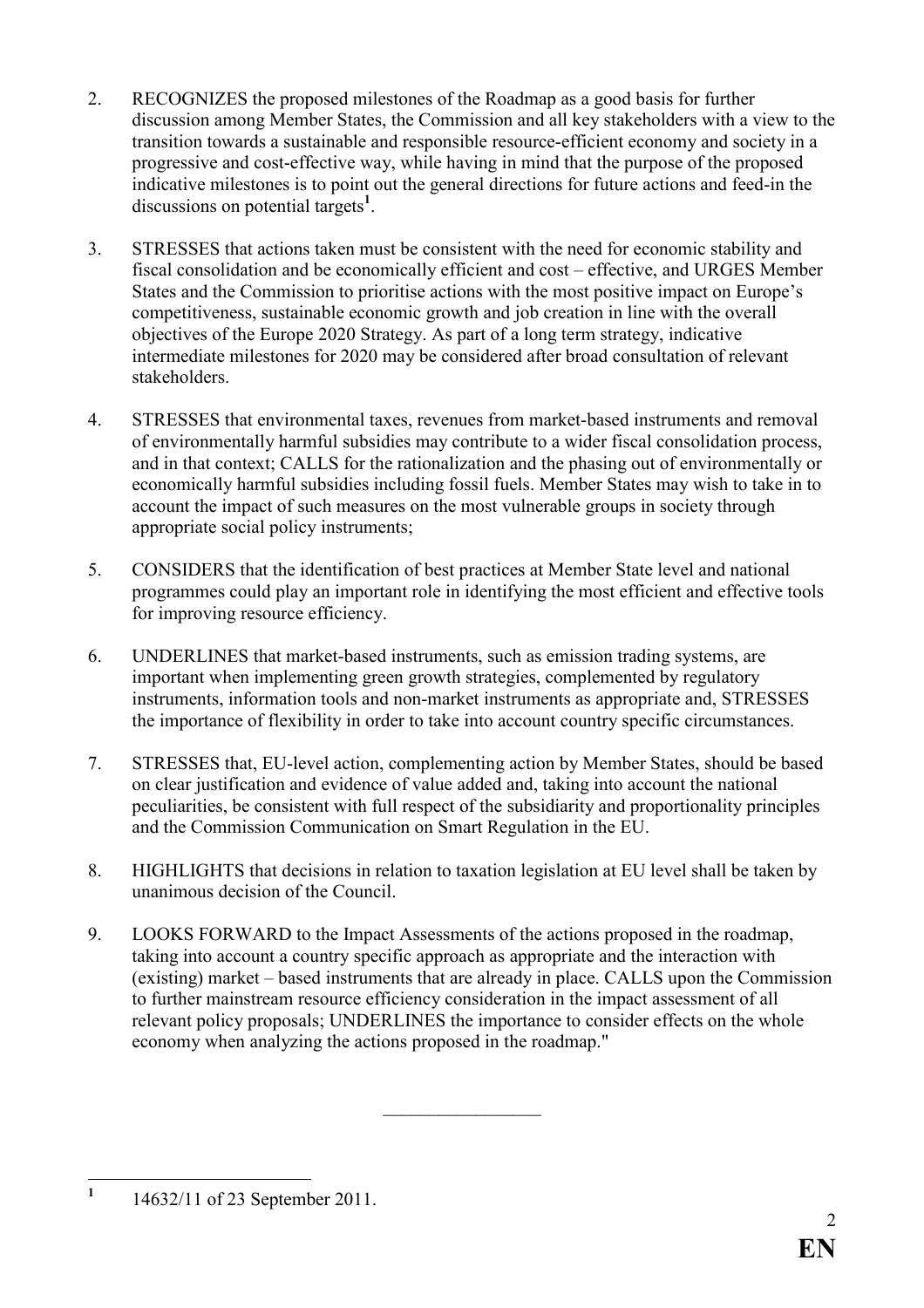2. RECOGNIZES the proposed milestones of the Roadmap as a good basis for further discussion among Member States, the Commission and all key stakeholders with a view to the transition towards a sustainable and responsible resource-efficient economy and society in a progressive and cost-effective way, while having in mind that the purpose of the proposed indicative milestones is to point out the general directions for future actions and feed-in the discussions on potential targets[1].

3. STRESSES that actions taken must be consistent with the need for economic stability and fiscal consolidation and be economically efficient and cost – effective, and URGES Member States and the Commission to prioritise actions with the most positive impact on Europe's competitiveness, sustainable economic growth and job creation in line with the overall objectives of the Europe 2020 Strategy. As part of a long term strategy, indicative intermediate milestones for 2020 may be considered after broad consultation of relevant stakeholders.

4. STRESSES that environmental taxes, revenues from market-based instruments and removal of environmentally harmful subsidies may contribute to a wider fiscal consolidation process, and in that context; CALLS for the rationalization and the phasing out of environmentally or economically harmful subsidies including fossil fuels. Member States may wish to take in to account the impact of such measures on the most vulnerable groups in society through appropriate social policy instruments;

5. CONSIDERS that the identification of best practices at Member State level and national programmes could play an important role in identifying the most efficient and effective tools for improving resource efficiency.

6. UNDERLINES that market-based instruments, such as emission trading systems, are important when implementing green growth strategies, complemented by regulatory instruments, information tools and non-market instruments as appropriate and, STRESSES the importance of flexibility in order to take into account country specific circumstances.

7. STRESSES that, EU-level action, complementing action by Member States, should be based on clear justification and evidence of value added and, taking into account the national peculiarities, be consistent with full respect of the subsidiarity and proportionality principles and the Commission Communication on Smart Regulation in the EU.

8. HIGHLIGHTS that decisions in relation to taxation legislation at EU level shall be taken by unanimous decision of the Council.

9. LOOKS FORWARD to the Impact Assessments of the actions proposed in the roadmap, taking into account a country specific approach as appropriate and the interaction with (existing) market – based instruments that are already in place. CALLS upon the Commission to further mainstream resource efficiency consideration in the impact assessment of all relevant policy proposals; UNDERLINES the importance to consider effects on the whole economy when analyzing the actions proposed in the roadmap."

---

[1] 14632/11 of 23 September 2011.